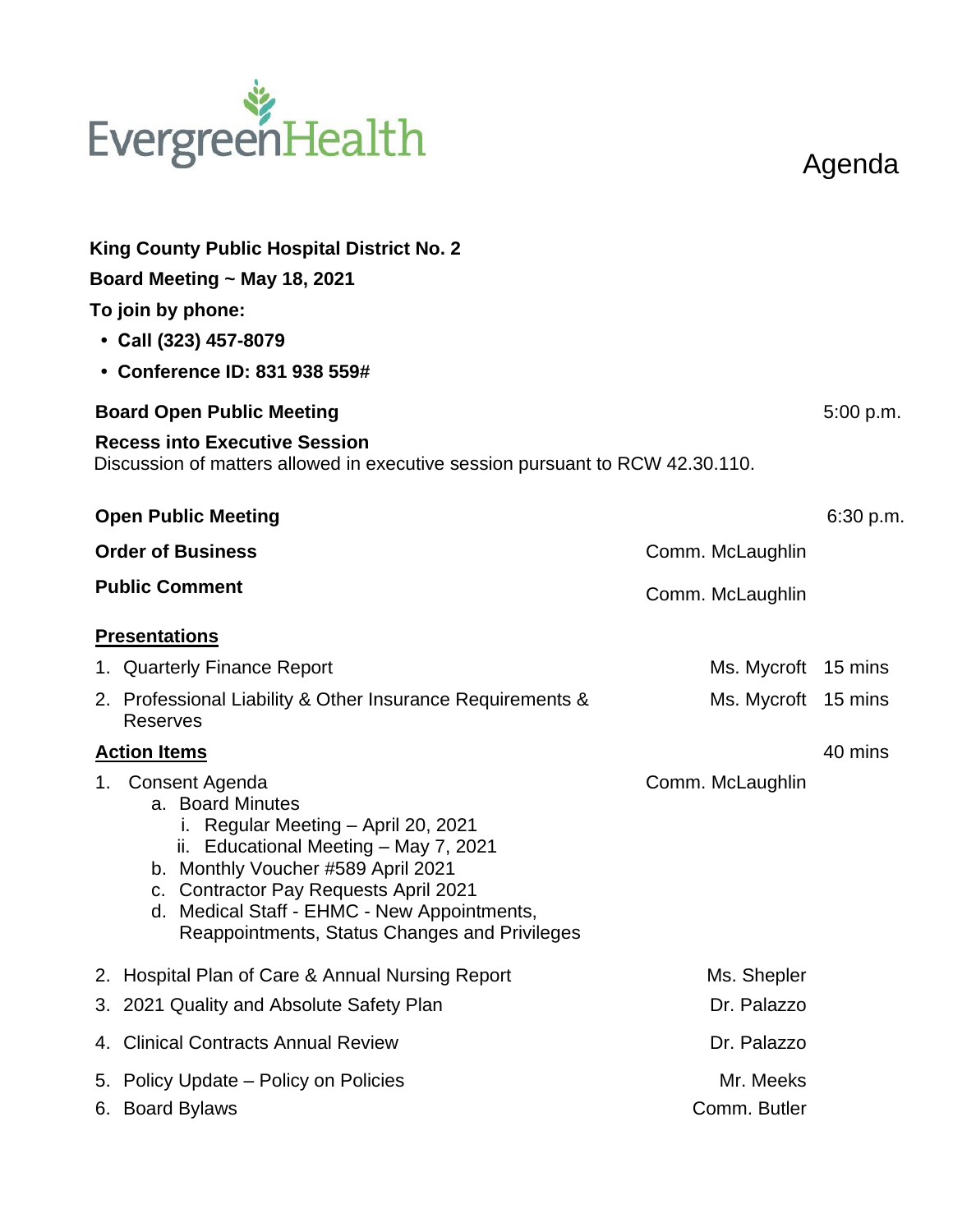EvergreenHealth

# Agenda

**King County Public Hospital District No. 2**

**Board Meeting ~ May 18, 2021**

**To join by phone:**

- **Call (323) 457-8079**
- **Conference ID: 831 938 559#**

**Board Open Public Meeting** 5:00 p.m.

**Recess into Executive Session**
Discussion of matters allowed in executive session pursuant to RCW 42.30.110.

**Open Public Meeting** 6:30 p.m.

**Order of Business** Comm. McLaughlin

**Public Comment** Comm. McLaughlin

**Presentations**

1. Quarterly Finance Report — Ms. Mycroft — 15 mins
2. Professional Liability & Other Insurance Requirements & Reserves — Ms. Mycroft — 15 mins

**Action Items** 40 mins

1. Consent Agenda — Comm. McLaughlin
   a. Board Minutes
      i. Regular Meeting – April 20, 2021
      ii. Educational Meeting – May 7, 2021
   b. Monthly Voucher #589 April 2021
   c. Contractor Pay Requests April 2021
   d. Medical Staff - EHMC - New Appointments, Reappointments, Status Changes and Privileges
2. Hospital Plan of Care & Annual Nursing Report — Ms. Shepler
3. 2021 Quality and Absolute Safety Plan — Dr. Palazzo
4. Clinical Contracts Annual Review — Dr. Palazzo
5. Policy Update – Policy on Policies — Mr. Meeks
6. Board Bylaws — Comm. Butler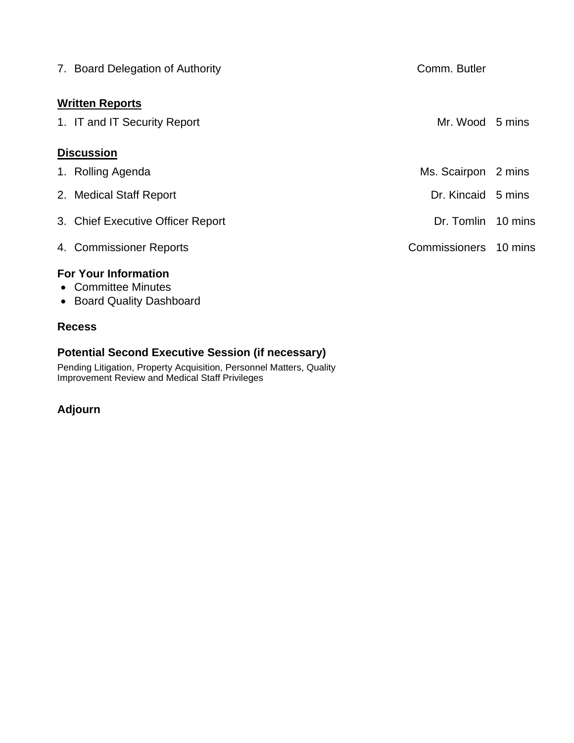7. Board Delegation of Authority — Comm. Butler

**Written Reports**

| | | |
|---|---|---|
| 1. IT and IT Security Report | Mr. Wood | 5 mins |

**Discussion**

| | | |
|---|---|---|
| 1. Rolling Agenda | Ms. Scairpon | 2 mins |
| 2. Medical Staff Report | Dr. Kincaid | 5 mins |
| 3. Chief Executive Officer Report | Dr. Tomlin | 10 mins |
| 4. Commissioner Reports | Commissioners | 10 mins |

**For Your Information**

- Committee Minutes
- Board Quality Dashboard

**Recess**

**Potential Second Executive Session (if necessary)**

Pending Litigation, Property Acquisition, Personnel Matters, Quality Improvement Review and Medical Staff Privileges

**Adjourn**